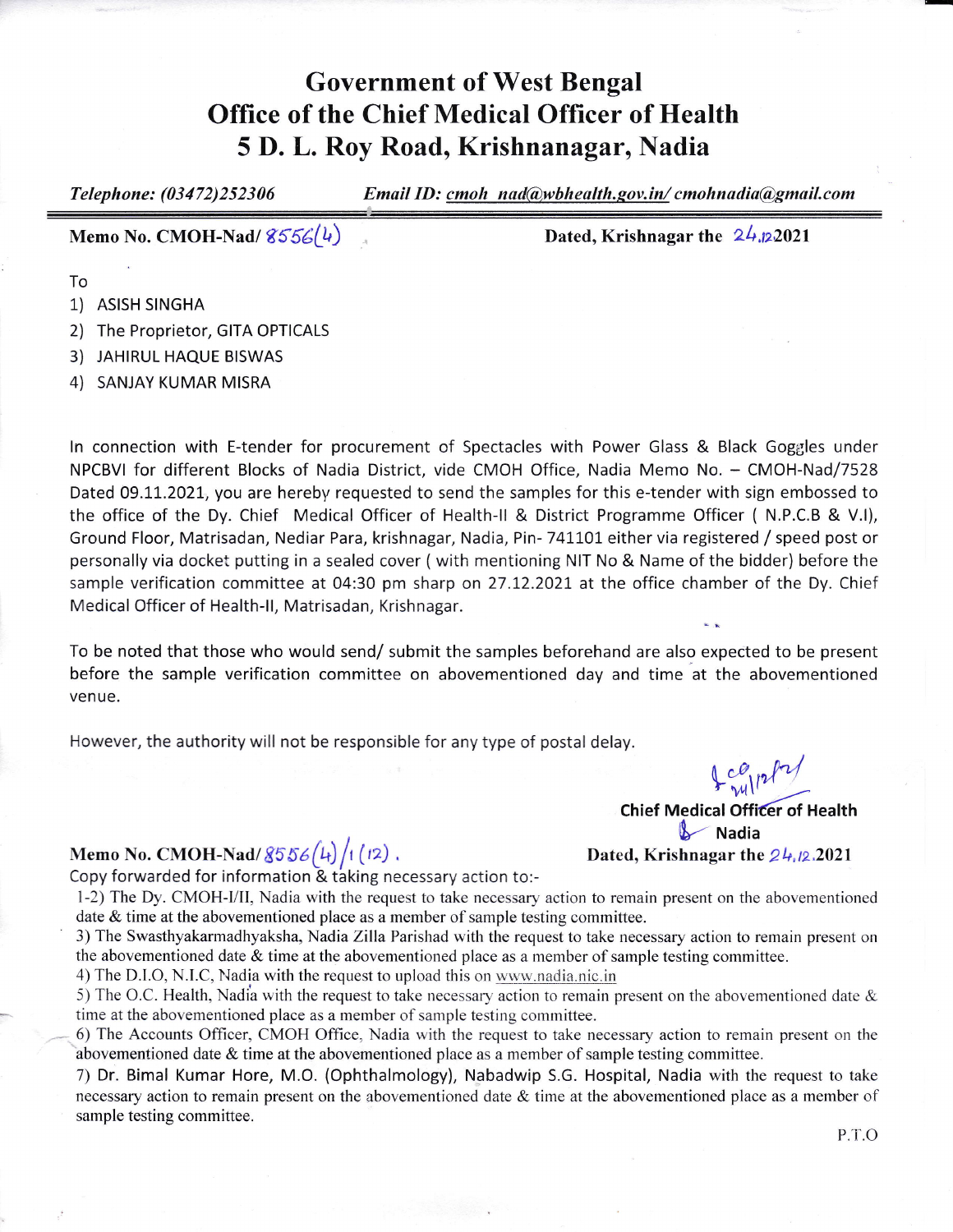# Government of West Bengal
# Office of the Chief Medical Officer of Health
# 5 D. L. Roy Road, Krishnanagar, Nadia

*Telephone: (03472)252306* *Email ID: cmoh_nad@wbhealth.gov.in/ cmohnadia@gmail.com*

**Memo No. CMOH-Nad/ 8556(4)** **Dated, Krishnagar the 24.12.2021**

To
1) ASISH SINGHA
2) The Proprietor, GITA OPTICALS
3) JAHIRUL HAQUE BISWAS
4) SANJAY KUMAR MISRA

In connection with E-tender for procurement of Spectacles with Power Glass & Black Goggles under NPCBVI for different Blocks of Nadia District, vide CMOH Office, Nadia Memo No. – CMOH-Nad/7528 Dated 09.11.2021, you are hereby requested to send the samples for this e-tender with sign embossed to the office of the Dy. Chief Medical Officer of Health-II & District Programme Officer ( N.P.C.B & V.I), Ground Floor, Matrisadan, Nediar Para, krishnagar, Nadia, Pin- 741101 either via registered / speed post or personally via docket putting in a sealed cover ( with mentioning NIT No & Name of the bidder) before the sample verification committee at 04:30 pm sharp on 27.12.2021 at the office chamber of the Dy. Chief Medical Officer of Health-II, Matrisadan, Krishnagar.

To be noted that those who would send/ submit the samples beforehand are also expected to be present before the sample verification committee on abovementioned day and time at the abovementioned venue.

However, the authority will not be responsible for any type of postal delay.

**Chief Medical Officer of Health**
**Nadia**

**Memo No. CMOH-Nad/ 8556(4)/1(12).** **Dated, Krishnagar the 24.12.2021**

Copy forwarded for information & taking necessary action to:-

1-2) The Dy. CMOH-I/II, Nadia with the request to take necessary action to remain present on the abovementioned date & time at the abovementioned place as a member of sample testing committee.

3) The Swasthyakarmadhyaksha, Nadia Zilla Parishad with the request to take necessary action to remain present on the abovementioned date & time at the abovementioned place as a member of sample testing committee.

4) The D.I.O, N.I.C, Nadia with the request to upload this on www.nadia.nic.in

5) The O.C. Health, Nadia with the request to take necessary action to remain present on the abovementioned date & time at the abovementioned place as a member of sample testing committee.

6) The Accounts Officer, CMOH Office, Nadia with the request to take necessary action to remain present on the abovementioned date & time at the abovementioned place as a member of sample testing committee.

7) Dr. Bimal Kumar Hore, M.O. (Ophthalmology), Nabadwip S.G. Hospital, Nadia with the request to take necessary action to remain present on the abovementioned date & time at the abovementioned place as a member of sample testing committee.

P.T.O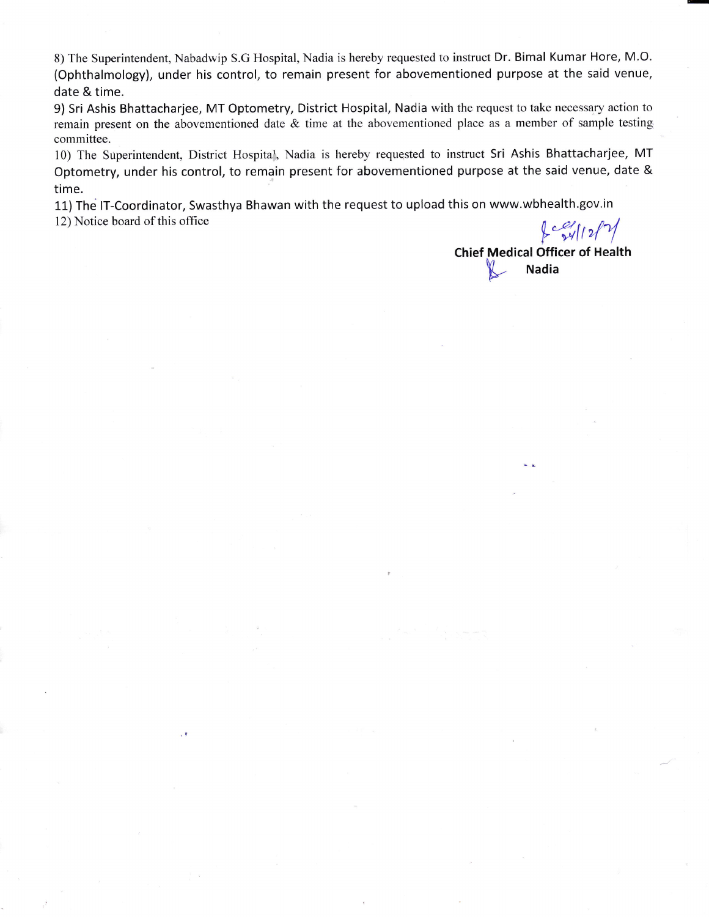8) The Superintendent, Nabadwip S.G Hospital, Nadia is hereby requested to instruct Dr. Bimal Kumar Hore, M.O. (Ophthalmology), under his control, to remain present for abovementioned purpose at the said venue, date & time.

9) Sri Ashis Bhattacharjee, MT Optometry, District Hospital, Nadia with the request to take necessary action to remain present on the abovementioned date & time at the abovementioned place as a member of sample testing committee.

10) The Superintendent, District Hospital, Nadia is hereby requested to instruct Sri Ashis Bhattacharjee, MT Optometry, under his control, to remain present for abovementioned purpose at the said venue, date & time.

11) The IT-Coordinator, Swasthya Bhawan with the request to upload this on www.wbhealth.gov.in

12) Notice board of this office

24/12/21

**Chief Medical Officer of Health**
**Nadia**